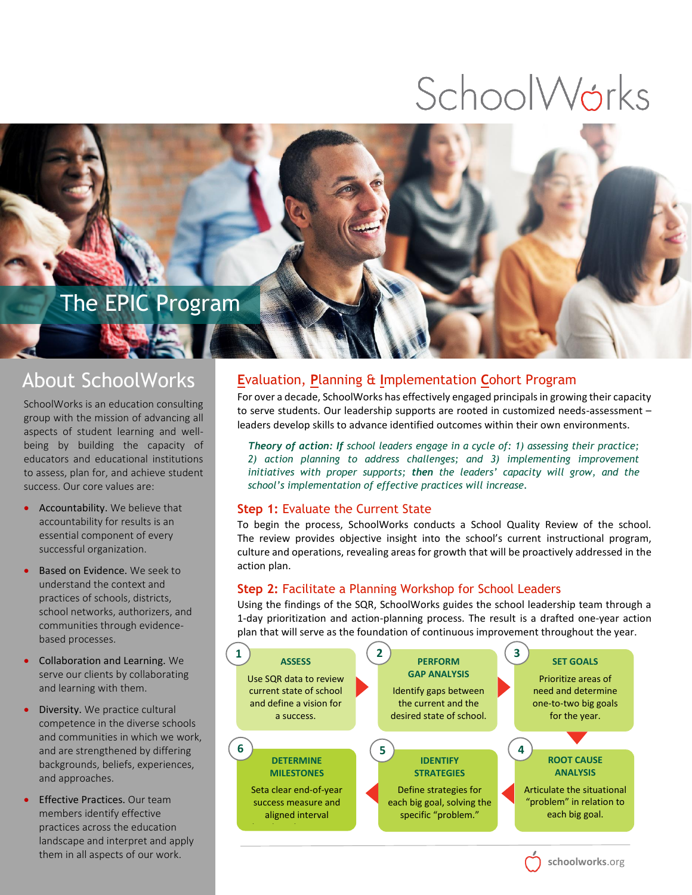# SchoolWorks

## The EPIC Program

## About SchoolWorks

SchoolWorks is an education consulting group with the mission of advancing all aspects of student learning and well-being by building the capacity of educators and educational institutions to assess, plan for, and achieve student success. Our core values are:

- **Accountability.** We believe that accountability for results is an essential component of every successful organization.
- **Based on Evidence.** We seek to understand the context and practices of schools, districts, school networks, authorizers, and communities through evidence-based processes.
- **Collaboration and Learning.** We serve our clients by collaborating and learning with them.
- **Diversity.** We practice cultural competence in the diverse schools and communities in which we work, and are strengthened by differing backgrounds, beliefs, experiences, and approaches.
- **Effective Practices.** Our team members identify effective practices across the education landscape and interpret and apply them in all aspects of our work.

## Evaluation, Planning & Implementation Cohort Program

For over a decade, SchoolWorks has effectively engaged principals in growing their capacity to serve students. Our leadership supports are rooted in customized needs-assessment – leaders develop skills to advance identified outcomes within their own environments.

*__Theory of action: If__ school leaders engage in a cycle of: 1) assessing their practice; 2) action planning to address challenges; and 3) implementing improvement initiatives with proper supports; __then__ the leaders' capacity will grow, and the school's implementation of effective practices will increase.*

### Step 1: Evaluate the Current State

To begin the process, SchoolWorks conducts a School Quality Review of the school. The review provides objective insight into the school's current instructional program, culture and operations, revealing areas for growth that will be proactively addressed in the action plan.

### Step 2: Facilitate a Planning Workshop for School Leaders

Using the findings of the SQR, SchoolWorks guides the school leadership team through a 1-day prioritization and action-planning process. The result is a drafted one-year action plan that will serve as the foundation of continuous improvement throughout the year.

1. **ASSESS**
   Use SQR data to review current state of school and define a vision for a success.
2. **PERFORM GAP ANALYSIS**
   Identify gaps between the current and the desired state of school.
3. **SET GOALS**
   Prioritize areas of need and determine one-to-two big goals for the year.
4. **ROOT CAUSE ANALYSIS**
   Articulate the situational "problem" in relation to each big goal.
5. **IDENTIFY STRATEGIES**
   Define strategies for each big goal, solving the specific "problem."
6. **DETERMINE MILESTONES**
   Seta clear end-of-year success measure and aligned interval

schoolworks.org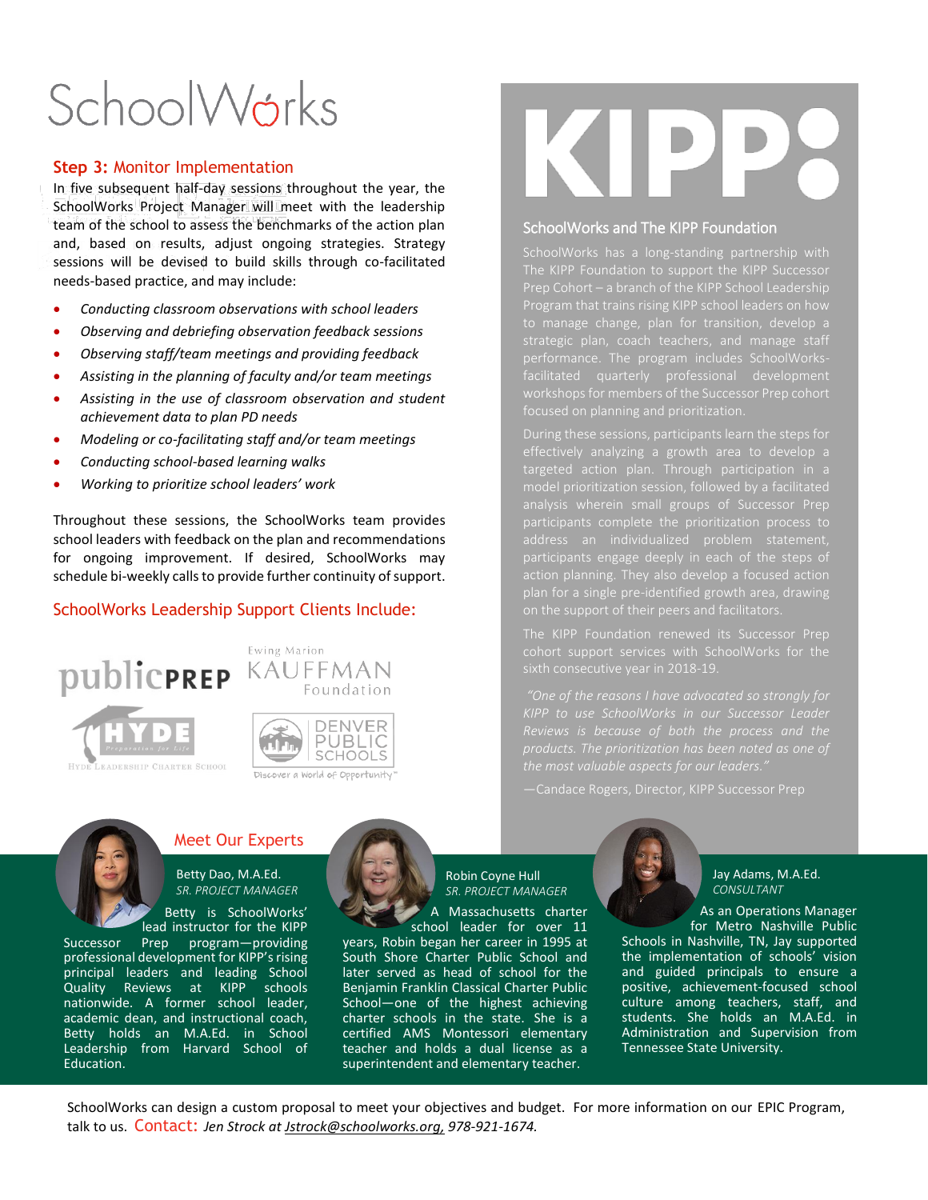# SchoolWorks

## Step 3: Monitor Implementation

In five subsequent half-day sessions throughout the year, the SchoolWorks Project Manager will meet with the leadership team of the school to assess the benchmarks of the action plan and, based on results, adjust ongoing strategies. Strategy sessions will be devised to build skills through co-facilitated needs-based practice, and may include:

- *Conducting classroom observations with school leaders*
- *Observing and debriefing observation feedback sessions*
- *Observing staff/team meetings and providing feedback*
- *Assisting in the planning of faculty and/or team meetings*
- *Assisting in the use of classroom observation and student achievement data to plan PD needs*
- *Modeling or co-facilitating staff and/or team meetings*
- *Conducting school-based learning walks*
- *Working to prioritize school leaders' work*

Throughout these sessions, the SchoolWorks team provides school leaders with feedback on the plan and recommendations for ongoing improvement. If desired, SchoolWorks may schedule bi-weekly calls to provide further continuity of support.

## SchoolWorks Leadership Support Clients Include:

publicPREP

Ewing Marion KAUFFMAN Foundation

HYDE Leadership Charter School

Denver Public Schools — Discover a World of Opportunity

## KIPP

### SchoolWorks and The KIPP Foundation

SchoolWorks has a long-standing partnership with The KIPP Foundation to support the KIPP Successor Prep Cohort – a branch of the KIPP School Leadership Program that trains rising KIPP school leaders on how to manage change, plan for transition, develop a strategic plan, coach teachers, and manage staff performance. The program includes SchoolWorks-facilitated quarterly professional development workshops for members of the Successor Prep cohort focused on planning and prioritization.

During these sessions, participants learn the steps for effectively analyzing a growth area to develop a targeted action plan. Through participation in a model prioritization session, followed by a facilitated analysis wherein small groups of Successor Prep participants complete the prioritization process to address an individualized problem statement, participants engage deeply in each of the steps of action planning. They also develop a focused action plan for a single pre-identified growth area, drawing on the support of their peers and facilitators.

The KIPP Foundation renewed its Successor Prep cohort support services with SchoolWorks for the sixth consecutive year in 2018-19.

*"One of the reasons I have advocated so strongly for KIPP to use SchoolWorks in our Successor Leader Reviews is because of both the process and the products. The prioritization has been noted as one of the most valuable aspects for our leaders."*

—Candace Rogers, Director, KIPP Successor Prep

## Meet Our Experts

**Betty Dao, M.A.Ed.**
*SR. PROJECT MANAGER*

Betty is SchoolWorks' lead instructor for the KIPP Successor Prep program—providing professional development for KIPP's rising principal leaders and leading School Quality Reviews at KIPP schools nationwide. A former school leader, academic dean, and instructional coach, Betty holds an M.A.Ed. in School Leadership from Harvard School of Education.

**Robin Coyne Hull**
*SR. PROJECT MANAGER*

A Massachusetts charter school leader for over 11 years, Robin began her career in 1995 at South Shore Charter Public School and later served as head of school for the Benjamin Franklin Classical Charter Public School—one of the highest achieving charter schools in the state. She is a certified AMS Montessori elementary teacher and holds a dual license as a superintendent and elementary teacher.

**Jay Adams, M.A.Ed.**
*CONSULTANT*

As an Operations Manager for Metro Nashville Public Schools in Nashville, TN, Jay supported the implementation of schools' vision and guided principals to ensure a positive, achievement-focused school culture among teachers, staff, and students. She holds an M.A.Ed. in Administration and Supervision from Tennessee State University.

SchoolWorks can design a custom proposal to meet your objectives and budget. For more information on our EPIC Program, talk to us. Contact: *Jen Strock at Jstrock@schoolworks.org, 978-921-1674.*